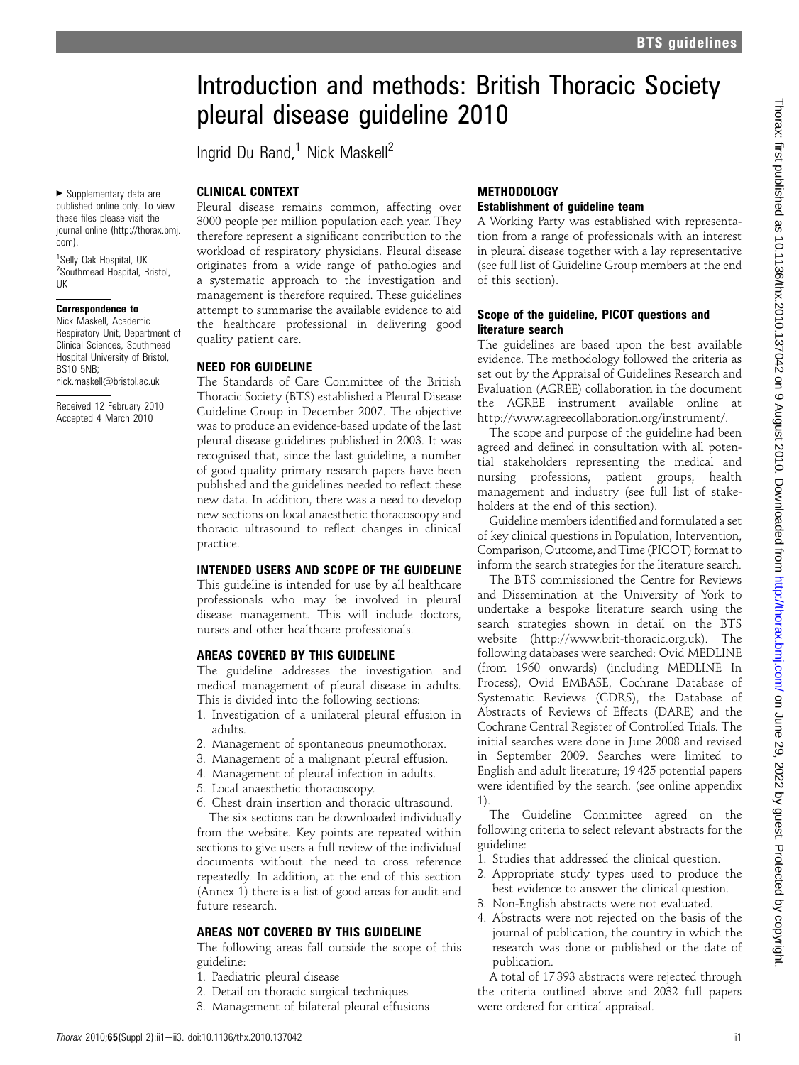# Introduction and methods: British Thoracic Society pleural disease guideline 2010

Ingrid Du Rand,[1] Nick Maskell[2]

► Supplementary data are published online only. To view these files please visit the journal online (http://thorax.bmj.com).

[1]Selly Oak Hospital, UK
[2]Southmead Hospital, Bristol, UK

**Correspondence to**
Nick Maskell, Academic Respiratory Unit, Department of Clinical Sciences, Southmead Hospital University of Bristol, BS10 5NB; nick.maskell@bristol.ac.uk

Received 12 February 2010
Accepted 4 March 2010

## CLINICAL CONTEXT

Pleural disease remains common, affecting over 3000 people per million population each year. They therefore represent a significant contribution to the workload of respiratory physicians. Pleural disease originates from a wide range of pathologies and a systematic approach to the investigation and management is therefore required. These guidelines attempt to summarise the available evidence to aid the healthcare professional in delivering good quality patient care.

## NEED FOR GUIDELINE

The Standards of Care Committee of the British Thoracic Society (BTS) established a Pleural Disease Guideline Group in December 2007. The objective was to produce an evidence-based update of the last pleural disease guidelines published in 2003. It was recognised that, since the last guideline, a number of good quality primary research papers have been published and the guidelines needed to reflect these new data. In addition, there was a need to develop new sections on local anaesthetic thoracoscopy and thoracic ultrasound to reflect changes in clinical practice.

## INTENDED USERS AND SCOPE OF THE GUIDELINE

This guideline is intended for use by all healthcare professionals who may be involved in pleural disease management. This will include doctors, nurses and other healthcare professionals.

## AREAS COVERED BY THIS GUIDELINE

The guideline addresses the investigation and medical management of pleural disease in adults. This is divided into the following sections:

1. Investigation of a unilateral pleural effusion in adults.
2. Management of spontaneous pneumothorax.
3. Management of a malignant pleural effusion.
4. Management of pleural infection in adults.
5. Local anaesthetic thoracoscopy.
6. Chest drain insertion and thoracic ultrasound.

The six sections can be downloaded individually from the website. Key points are repeated within sections to give users a full review of the individual documents without the need to cross reference repeatedly. In addition, at the end of this section (Annex 1) there is a list of good areas for audit and future research.

## AREAS NOT COVERED BY THIS GUIDELINE

The following areas fall outside the scope of this guideline:

1. Paediatric pleural disease
2. Detail on thoracic surgical techniques
3. Management of bilateral pleural effusions

## METHODOLOGY

### Establishment of guideline team

A Working Party was established with representation from a range of professionals with an interest in pleural disease together with a lay representative (see full list of Guideline Group members at the end of this section).

### Scope of the guideline, PICOT questions and literature search

The guidelines are based upon the best available evidence. The methodology followed the criteria as set out by the Appraisal of Guidelines Research and Evaluation (AGREE) collaboration in the document the AGREE instrument available online at http://www.agreecollaboration.org/instrument/.

The scope and purpose of the guideline had been agreed and defined in consultation with all potential stakeholders representing the medical and nursing professions, patient groups, health management and industry (see full list of stakeholders at the end of this section).

Guideline members identified and formulated a set of key clinical questions in Population, Intervention, Comparison, Outcome, and Time (PICOT) format to inform the search strategies for the literature search.

The BTS commissioned the Centre for Reviews and Dissemination at the University of York to undertake a bespoke literature search using the search strategies shown in detail on the BTS website (http://www.brit-thoracic.org.uk). The following databases were searched: Ovid MEDLINE (from 1960 onwards) (including MEDLINE In Process), Ovid EMBASE, Cochrane Database of Systematic Reviews (CDRS), the Database of Abstracts of Reviews of Effects (DARE) and the Cochrane Central Register of Controlled Trials. The initial searches were done in June 2008 and revised in September 2009. Searches were limited to English and adult literature; 19 425 potential papers were identified by the search. (see online appendix 1).

The Guideline Committee agreed on the following criteria to select relevant abstracts for the guideline:

1. Studies that addressed the clinical question.
2. Appropriate study types used to produce the best evidence to answer the clinical question.
3. Non-English abstracts were not evaluated.
4. Abstracts were not rejected on the basis of the journal of publication, the country in which the research was done or published or the date of publication.

A total of 17 393 abstracts were rejected through the criteria outlined above and 2032 full papers were ordered for critical appraisal.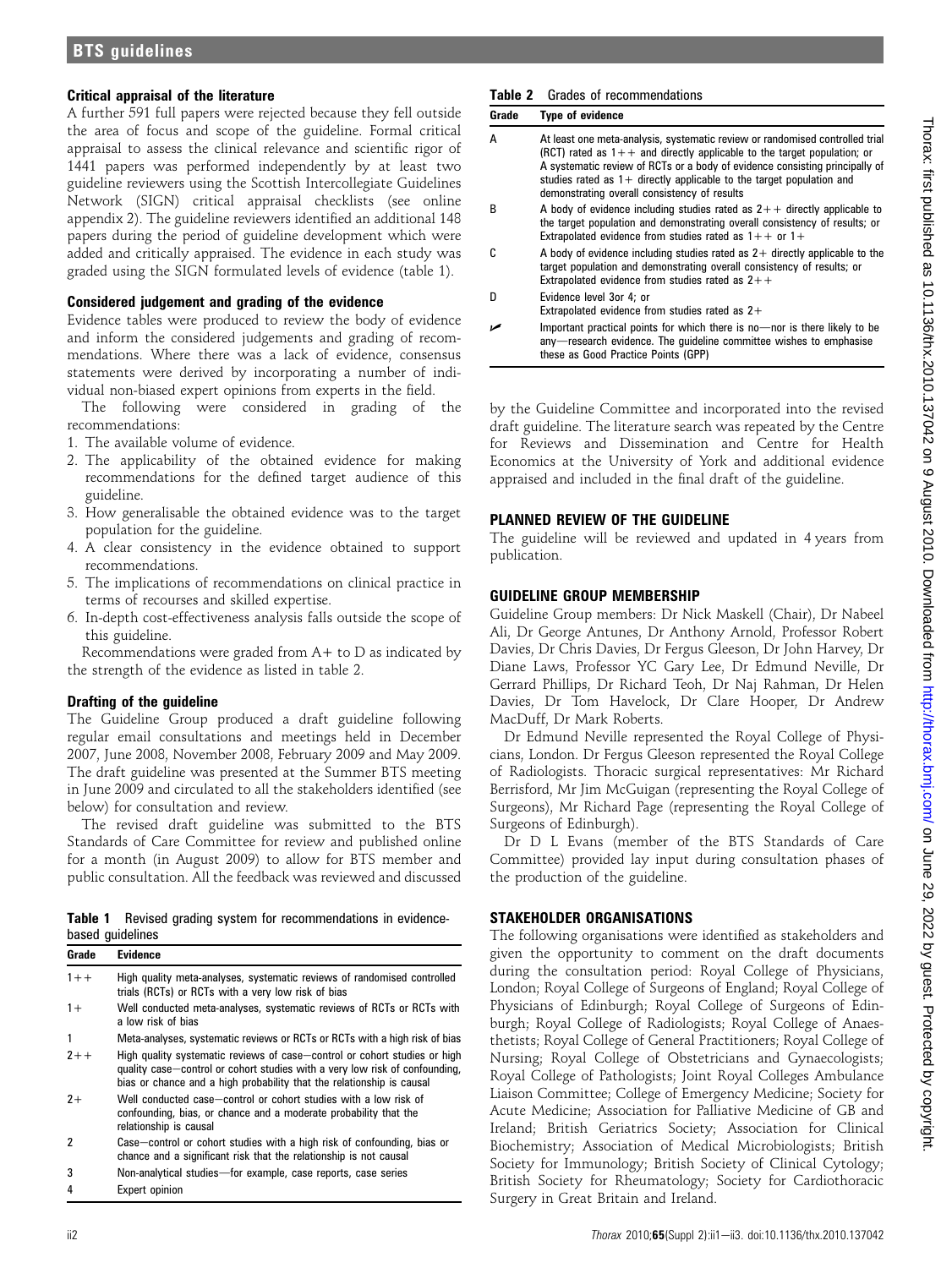### Critical appraisal of the literature

A further 591 full papers were rejected because they fell outside the area of focus and scope of the guideline. Formal critical appraisal to assess the clinical relevance and scientific rigor of 1441 papers was performed independently by at least two guideline reviewers using the Scottish Intercollegiate Guidelines Network (SIGN) critical appraisal checklists (see online appendix 2). The guideline reviewers identified an additional 148 papers during the period of guideline development which were added and critically appraised. The evidence in each study was graded using the SIGN formulated levels of evidence (table 1).

### Considered judgement and grading of the evidence

Evidence tables were produced to review the body of evidence and inform the considered judgements and grading of recommendations. Where there was a lack of evidence, consensus statements were derived by incorporating a number of individual non-biased expert opinions from experts in the field.

The following were considered in grading of the recommendations:

1. The available volume of evidence.
2. The applicability of the obtained evidence for making recommendations for the defined target audience of this guideline.
3. How generalisable the obtained evidence was to the target population for the guideline.
4. A clear consistency in the evidence obtained to support recommendations.
5. The implications of recommendations on clinical practice in terms of recourses and skilled expertise.
6. In-depth cost-effectiveness analysis falls outside the scope of this guideline.

Recommendations were graded from A+ to D as indicated by the strength of the evidence as listed in table 2.

### Drafting of the guideline

The Guideline Group produced a draft guideline following regular email consultations and meetings held in December 2007, June 2008, November 2008, February 2009 and May 2009. The draft guideline was presented at the Summer BTS meeting in June 2009 and circulated to all the stakeholders identified (see below) for consultation and review.

The revised draft guideline was submitted to the BTS Standards of Care Committee for review and published online for a month (in August 2009) to allow for BTS member and public consultation. All the feedback was reviewed and discussed by the Guideline Committee and incorporated into the revised draft guideline. The literature search was repeated by the Centre for Reviews and Dissemination and Centre for Health Economics at the University of York and additional evidence appraised and included in the final draft of the guideline.

**Table 1** Revised grading system for recommendations in evidence-based guidelines

| Grade | Evidence |
|---|---|
| 1++ | High quality meta-analyses, systematic reviews of randomised controlled trials (RCTs) or RCTs with a very low risk of bias |
| 1+ | Well conducted meta-analyses, systematic reviews of RCTs or RCTs with a low risk of bias |
| 1 | Meta-analyses, systematic reviews or RCTs or RCTs with a high risk of bias |
| 2++ | High quality systematic reviews of case–control or cohort studies or high quality case–control or cohort studies with a very low risk of confounding, bias or chance and a high probability that the relationship is causal |
| 2+ | Well conducted case–control or cohort studies with a low risk of confounding, bias, or chance and a moderate probability that the relationship is causal |
| 2 | Case–control or cohort studies with a high risk of confounding, bias or chance and a significant risk that the relationship is not causal |
| 3 | Non-analytical studies—for example, case reports, case series |
| 4 | Expert opinion |

**Table 2** Grades of recommendations

| Grade | Type of evidence |
|---|---|
| A | At least one meta-analysis, systematic review or randomised controlled trial (RCT) rated as 1++ and directly applicable to the target population; or A systematic review of RCTs or a body of evidence consisting principally of studies rated as 1+ directly applicable to the target population and demonstrating overall consistency of results |
| B | A body of evidence including studies rated as 2++ directly applicable to the target population and demonstrating overall consistency of results; or Extrapolated evidence from studies rated as 1++ or 1+ |
| C | A body of evidence including studies rated as 2+ directly applicable to the target population and demonstrating overall consistency of results; or Extrapolated evidence from studies rated as 2++ |
| D | Evidence level 3or 4; or Extrapolated evidence from studies rated as 2+ |
| ✓ | Important practical points for which there is no—nor is there likely to be any—research evidence. The guideline committee wishes to emphasise these as Good Practice Points (GPP) |

## PLANNED REVIEW OF THE GUIDELINE

The guideline will be reviewed and updated in 4 years from publication.

## GUIDELINE GROUP MEMBERSHIP

Guideline Group members: Dr Nick Maskell (Chair), Dr Nabeel Ali, Dr George Antunes, Dr Anthony Arnold, Professor Robert Davies, Dr Chris Davies, Dr Fergus Gleeson, Dr John Harvey, Dr Diane Laws, Professor YC Gary Lee, Dr Edmund Neville, Dr Gerrard Phillips, Dr Richard Teoh, Dr Naj Rahman, Dr Helen Davies, Dr Tom Havelock, Dr Clare Hooper, Dr Andrew MacDuff, Dr Mark Roberts.

Dr Edmund Neville represented the Royal College of Physicians, London. Dr Fergus Gleeson represented the Royal College of Radiologists. Thoracic surgical representatives: Mr Richard Berrisford, Mr Jim McGuigan (representing the Royal College of Surgeons), Mr Richard Page (representing the Royal College of Surgeons of Edinburgh).

Dr D L Evans (member of the BTS Standards of Care Committee) provided lay input during consultation phases of the production of the guideline.

## STAKEHOLDER ORGANISATIONS

The following organisations were identified as stakeholders and given the opportunity to comment on the draft documents during the consultation period: Royal College of Physicians, London; Royal College of Surgeons of England; Royal College of Physicians of Edinburgh; Royal College of Surgeons of Edinburgh; Royal College of Radiologists; Royal College of Anaesthetists; Royal College of General Practitioners; Royal College of Nursing; Royal College of Obstetricians and Gynaecologists; Royal College of Pathologists; Joint Royal Colleges Ambulance Liaison Committee; College of Emergency Medicine; Society for Acute Medicine; Association for Palliative Medicine of GB and Ireland; British Geriatrics Society; Association for Clinical Biochemistry; Association of Medical Microbiologists; British Society for Immunology; British Society of Clinical Cytology; British Society for Rheumatology; Society for Cardiothoracic Surgery in Great Britain and Ireland.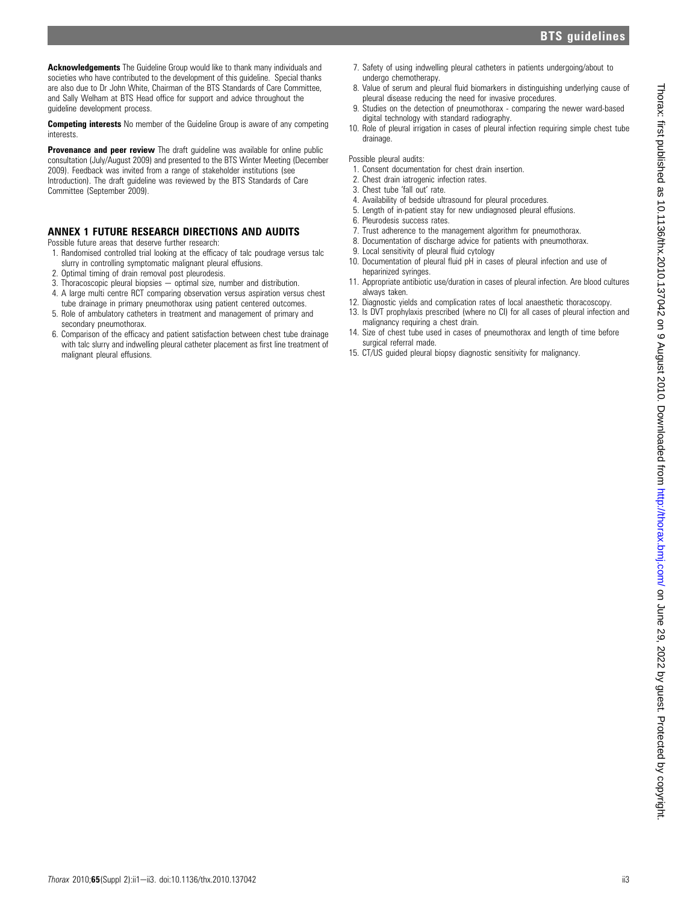**Acknowledgements** The Guideline Group would like to thank many individuals and societies who have contributed to the development of this guideline. Special thanks are also due to Dr John White, Chairman of the BTS Standards of Care Committee, and Sally Welham at BTS Head office for support and advice throughout the guideline development process.

**Competing interests** No member of the Guideline Group is aware of any competing interests.

**Provenance and peer review** The draft guideline was available for online public consultation (July/August 2009) and presented to the BTS Winter Meeting (December 2009). Feedback was invited from a range of stakeholder institutions (see Introduction). The draft guideline was reviewed by the BTS Standards of Care Committee (September 2009).

## ANNEX 1 FUTURE RESEARCH DIRECTIONS AND AUDITS

Possible future areas that deserve further research:

1. Randomised controlled trial looking at the efficacy of talc poudrage versus talc slurry in controlling symptomatic malignant pleural effusions.
2. Optimal timing of drain removal post pleurodesis.
3. Thoracoscopic pleural biopsies — optimal size, number and distribution.
4. A large multi centre RCT comparing observation versus aspiration versus chest tube drainage in primary pneumothorax using patient centered outcomes.
5. Role of ambulatory catheters in treatment and management of primary and secondary pneumothorax.
6. Comparison of the efficacy and patient satisfaction between chest tube drainage with talc slurry and indwelling pleural catheter placement as first line treatment of malignant pleural effusions.
7. Safety of using indwelling pleural catheters in patients undergoing/about to undergo chemotherapy.
8. Value of serum and pleural fluid biomarkers in distinguishing underlying cause of pleural disease reducing the need for invasive procedures.
9. Studies on the detection of pneumothorax - comparing the newer ward-based digital technology with standard radiography.
10. Role of pleural irrigation in cases of pleural infection requiring simple chest tube drainage.

Possible pleural audits:

1. Consent documentation for chest drain insertion.
2. Chest drain iatrogenic infection rates.
3. Chest tube 'fall out' rate.
4. Availability of bedside ultrasound for pleural procedures.
5. Length of in-patient stay for new undiagnosed pleural effusions.
6. Pleurodesis success rates.
7. Trust adherence to the management algorithm for pneumothorax.
8. Documentation of discharge advice for patients with pneumothorax.
9. Local sensitivity of pleural fluid cytology
10. Documentation of pleural fluid pH in cases of pleural infection and use of heparinized syringes.
11. Appropriate antibiotic use/duration in cases of pleural infection. Are blood cultures always taken.
12. Diagnostic yields and complication rates of local anaesthetic thoracoscopy.
13. Is DVT prophylaxis prescribed (where no CI) for all cases of pleural infection and malignancy requiring a chest drain.
14. Size of chest tube used in cases of pneumothorax and length of time before surgical referral made.
15. CT/US guided pleural biopsy diagnostic sensitivity for malignancy.